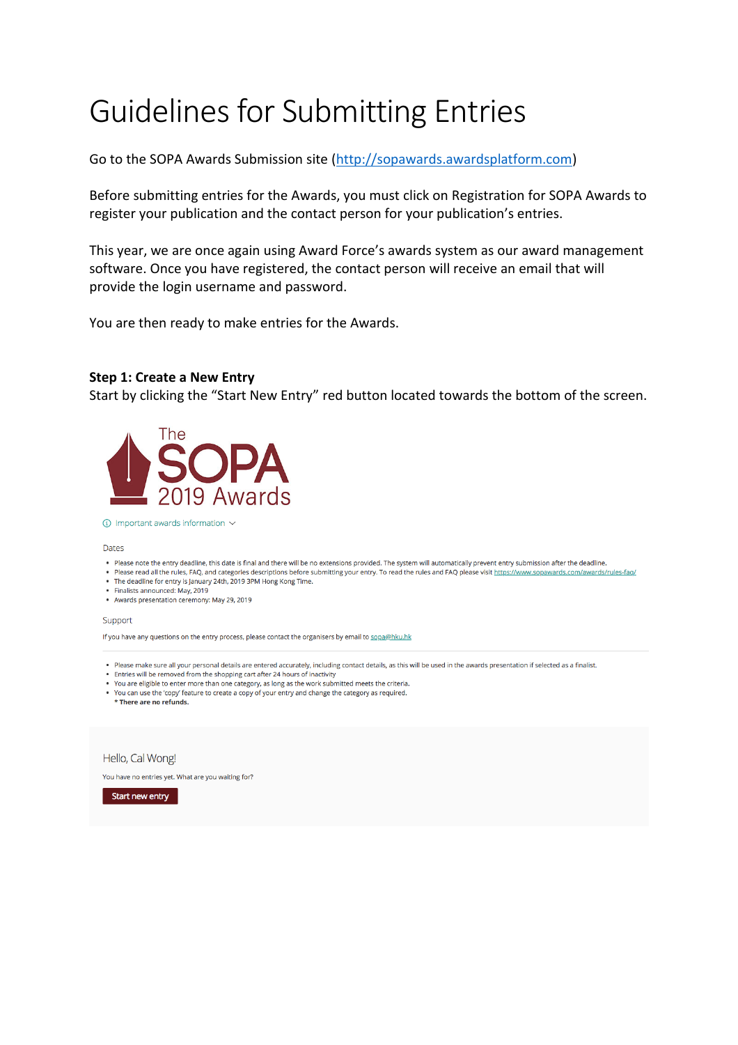# Guidelines for Submitting Entries

Go to the SOPA Awards Submission site (http://sopawards.awardsplatform.com)

Before submitting entries for the Awards, you must click on Registration for SOPA Awards to register your publication and the contact person for your publication's entries.

This year, we are once again using Award Force's awards system as our award management software. Once you have registered, the contact person will receive an email that will provide the login username and password.

You are then ready to make entries for the Awards.

**Step 1: Create a New Entry**
Start by clicking the "Start New Entry" red button located towards the bottom of the screen.

The SOPA 2019 Awards

Important awards information

Dates

- Please note the entry deadline, this date is final and there will be no extensions provided. The system will automatically prevent entry submission after the deadline.
- Please read all the rules, FAQ, and categories descriptions before submitting your entry. To read the rules and FAQ please visit https://www.sopawards.com/awards/rules-faq/
- The deadline for entry is January 24th, 2019 3PM Hong Kong Time.
- Finalists announced: May, 2019
- Awards presentation ceremony: May 29, 2019

Support

If you have any questions on the entry process, please contact the organisers by email to sopa@hku.hk

- Please make sure all your personal details are entered accurately, including contact details, as this will be used in the awards presentation if selected as a finalist.
- Entries will be removed from the shopping cart after 24 hours of inactivity
- You are eligible to enter more than one category, as long as the work submitted meets the criteria.
- You can use the 'copy' feature to create a copy of your entry and change the category as required.

  **\* There are no refunds.**

Hello, Cal Wong!

You have no entries yet. What are you waiting for?

Start new entry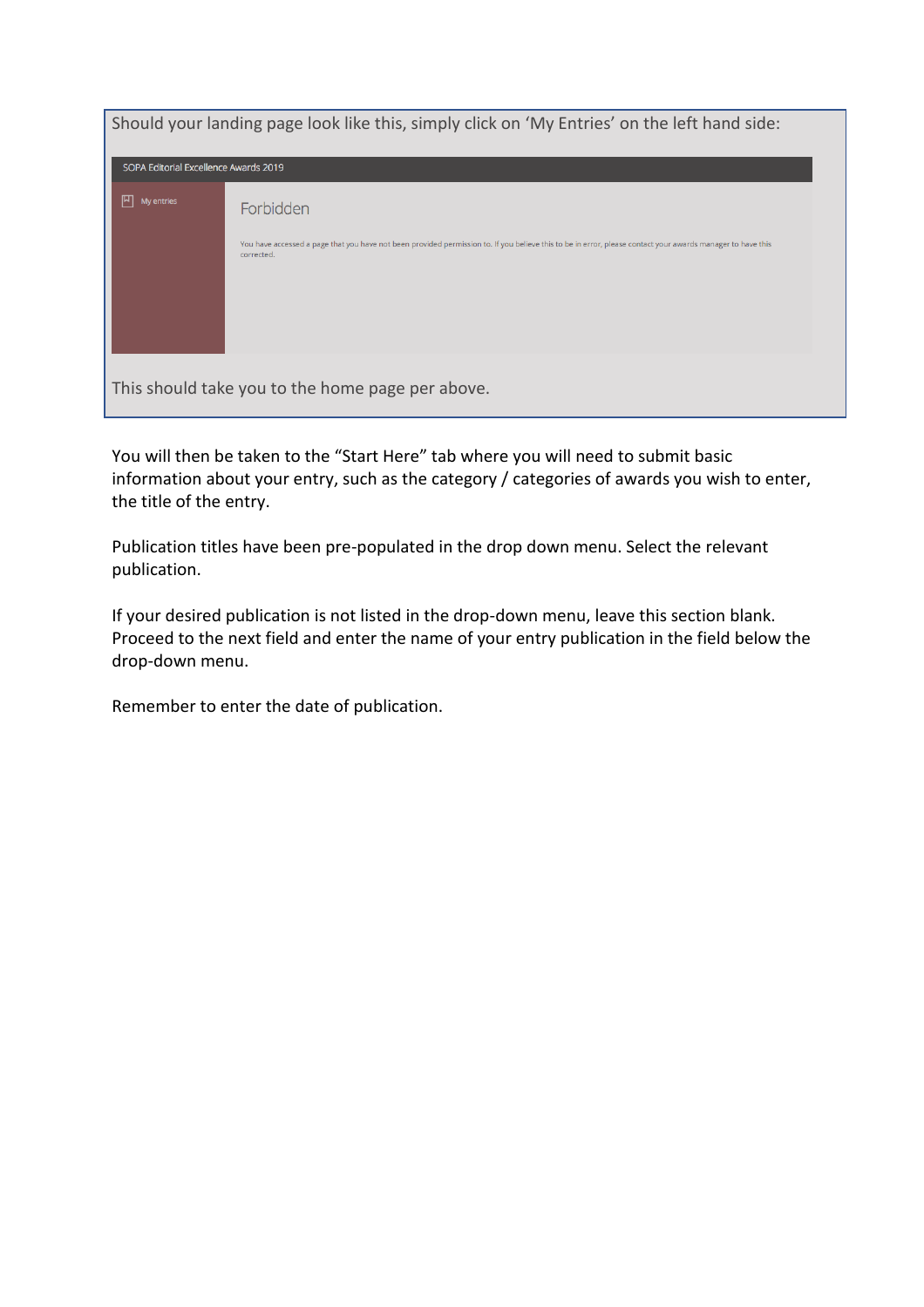Should your landing page look like this, simply click on 'My Entries' on the left hand side:

SOPA Editorial Excellence Awards 2019

My entries

Forbidden

You have accessed a page that you have not been provided permission to. If you believe this to be in error, please contact your awards manager to have this corrected.

This should take you to the home page per above.

You will then be taken to the "Start Here" tab where you will need to submit basic information about your entry, such as the category / categories of awards you wish to enter, the title of the entry.

Publication titles have been pre-populated in the drop down menu. Select the relevant publication.

If your desired publication is not listed in the drop-down menu, leave this section blank. Proceed to the next field and enter the name of your entry publication in the field below the drop-down menu.

Remember to enter the date of publication.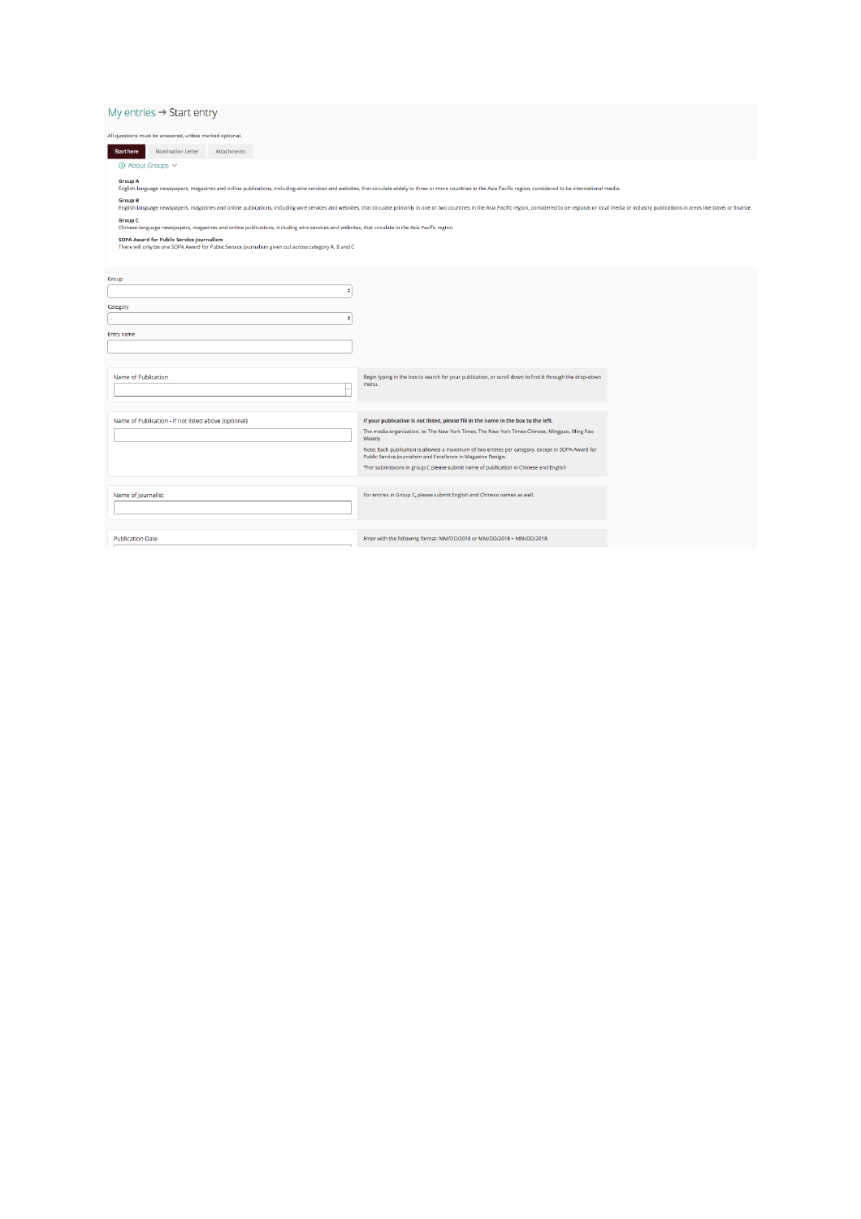# My entries → Start entry

All questions must be answered, unless marked optional.

Start here | Nomination Letter | Attachments

ⓘ About Groups

**Group A**
English-language newspapers, magazines and online publications, including wire services and websites, that circulate widely in three or more countries in the Asia Pacific region, considered to be international media.

**Group B**
English-language newspapers, magazines and online publications, including wire services and websites, that circulate primarily in one or two countries in the Asia Pacific region, considered to be regional or local media or industry publications in areas like travel or finance.

**Group C**
Chinese-language newspapers, magazines and online publications, including wire services and websites, that circulate in the Asia Pacific region.

**SOPA Award for Public Service Journalism**
There will only be one SOPA Award for Public Service Journalism given out across category A, B and C

Group

Category

-

Entry name

Name of Publication

Begin typing in the box to search for your publication, or scroll down to find it through the drop-down menu.

Name of Publication - if not listed above (optional)

**If your publication is not listed, please fill in the name in the box to the left.**

The media organization, ie: The New York Times, The New York Times Chinese, Mingpao, Ming Pao Weekly

Note: Each publication is allowed a maximum of two entries per category, except in SOPA Award for Public Service Journalism and Excellence in Magazine Design.

*For submissions in group C please submit name of publication in Chinese and English

Name of Journalist

For entries in Group C, please submit English and Chinese names as well.

Publication Date

Enter with the following format: MM/DD/2018 or MM/DD/2018 ~ MM/DD/2018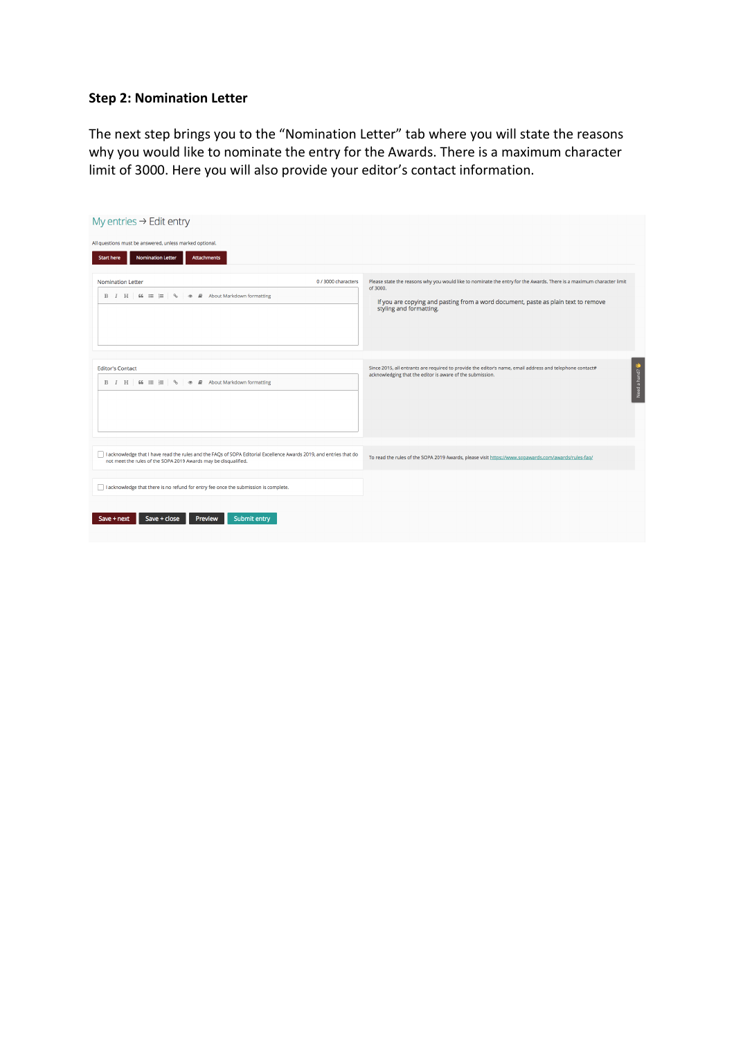**Step 2: Nomination Letter**

The next step brings you to the “Nomination Letter” tab where you will state the reasons why you would like to nominate the entry for the Awards. There is a maximum character limit of 3000. Here you will also provide your editor’s contact information.

My entries → Edit entry

All questions must be answered, unless marked optional.

Start here | Nomination Letter | Attachments

Nomination Letter

0 / 3000 characters

B I H | “ ☰ ☰ | % | 👁 ▣ About Markdown formatting

Please state the reasons why you would like to nominate the entry for the Awards. There is a maximum character limit of 3000.

If you are copying and pasting from a word document, paste as plain text to remove styling and formatting.

Editor's Contact

B I H | “ ☰ ☰ | % | 👁 ▣ About Markdown formatting

Since 2015, all entrants are required to provide the editor's name, email address and telephone contact# acknowledging that the editor is aware of the submission.

☐ I acknowledge that I have read the rules and the FAQs of SOPA Editorial Excellence Awards 2019, and entries that do not meet the rules of the SOPA 2019 Awards may be disqualified.

To read the rules of the SOPA 2019 Awards, please visit https://www.sopawards.com/awards/rules-faq/

☐ I acknowledge that there is no refund for entry fee once the submission is complete.

Save + next | Save + close | Preview | Submit entry

Need a hand?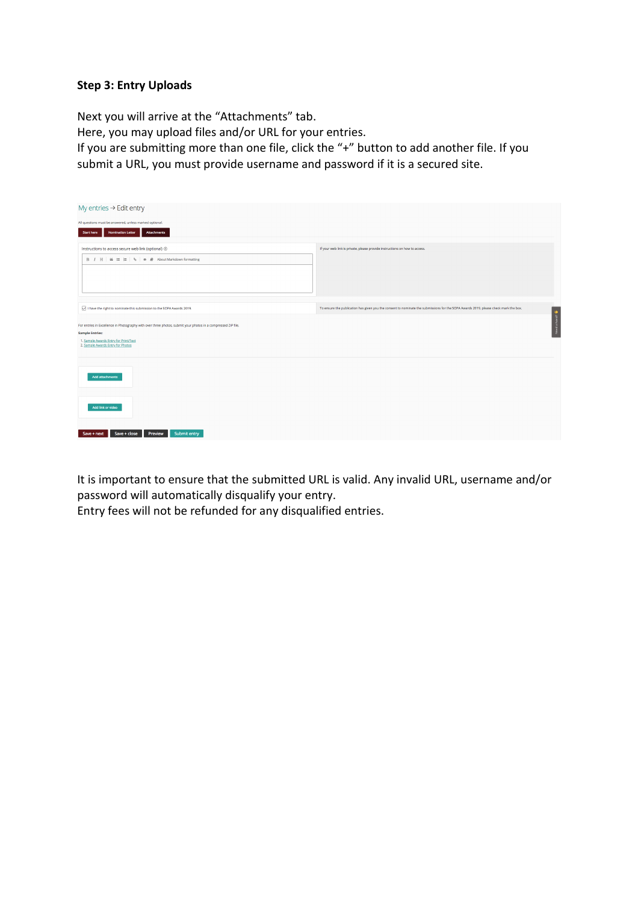**Step 3: Entry Uploads**

Next you will arrive at the “Attachments” tab.
Here, you may upload files and/or URL for your entries.
If you are submitting more than one file, click the “+” button to add another file. If you submit a URL, you must provide username and password if it is a secured site.

It is important to ensure that the submitted URL is valid. Any invalid URL, username and/or password will automatically disqualify your entry.
Entry fees will not be refunded for any disqualified entries.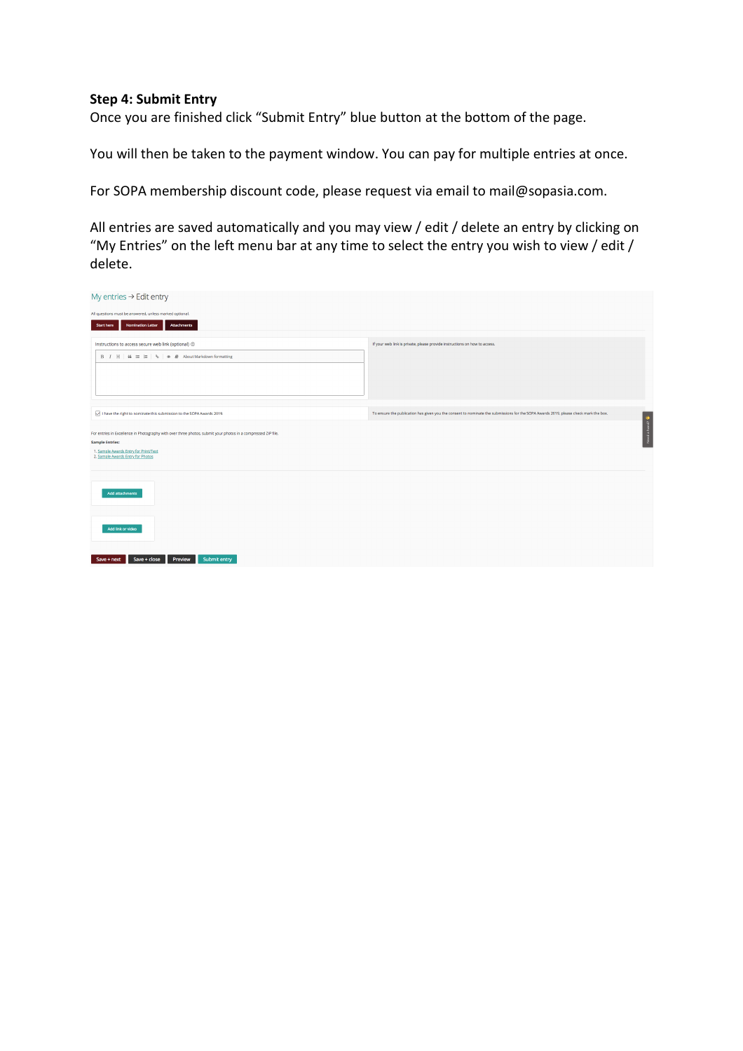**Step 4: Submit Entry**

Once you are finished click “Submit Entry” blue button at the bottom of the page.

You will then be taken to the payment window. You can pay for multiple entries at once.

For SOPA membership discount code, please request via email to mail@sopasia.com.

All entries are saved automatically and you may view / edit / delete an entry by clicking on “My Entries” on the left menu bar at any time to select the entry you wish to view / edit / delete.

My entries → Edit entry

All questions must be answered, unless marked optional.

Start here | Nomination Letter | Attachments

Instructions to access secure web link (optional)

About Markdown formatting

If your web link is private, please provide instructions on how to access.

I have the right to nominate this submission to the SOPA Awards 2019.

To ensure the publication has given you the consent to nominate the submissions for the SOPA Awards 2019, please check mark the box.

For entries in Excellence in Photography with over three photos, submit your photos in a compressed ZIP file.

**Sample Entries:**

1. Sample Awards Entry for Print/Text
2. Sample Awards Entry for Photos

Add attachments

Add link or video

Save + next | Save + close | Preview | Submit entry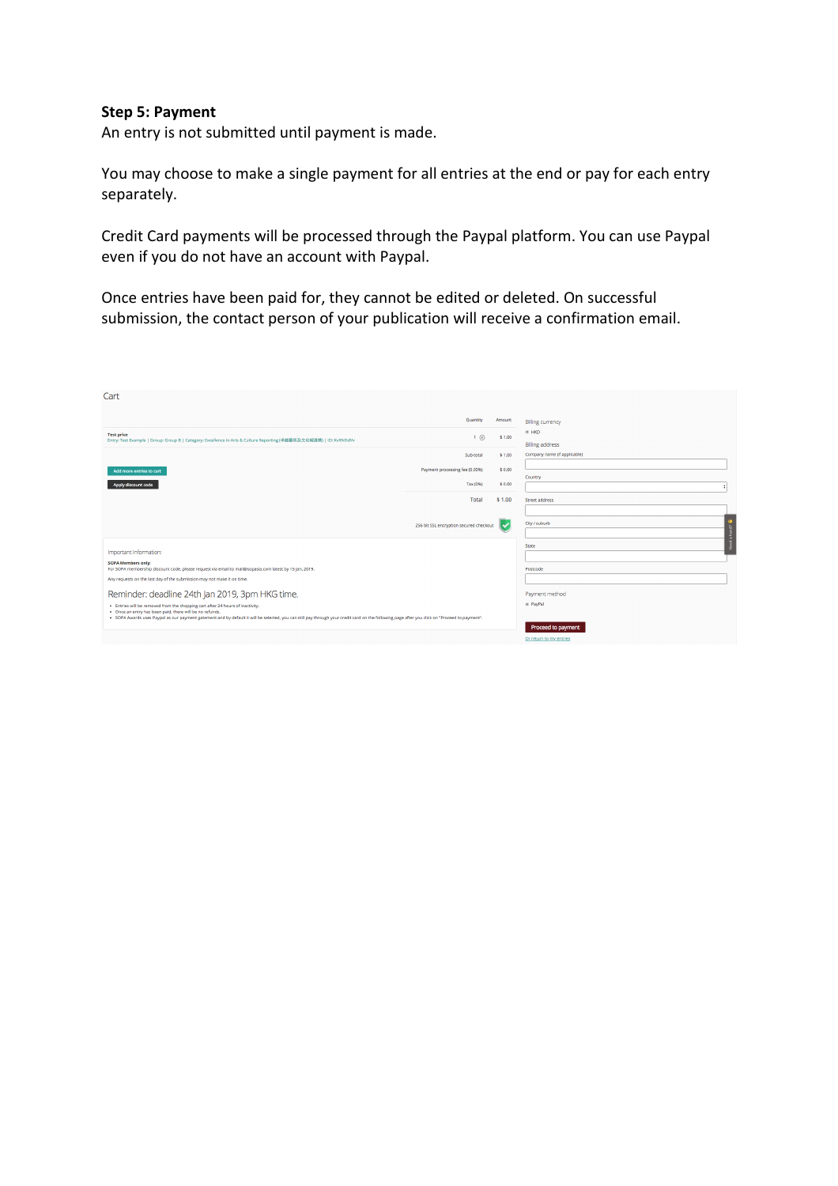**Step 5: Payment**

An entry is not submitted until payment is made.

You may choose to make a single payment for all entries at the end or pay for each entry separately.

Credit Card payments will be processed through the Paypal platform. You can use Paypal even if you do not have an account with Paypal.

Once entries have been paid for, they cannot be edited or deleted. On successful submission, the contact person of your publication will receive a confirmation email.